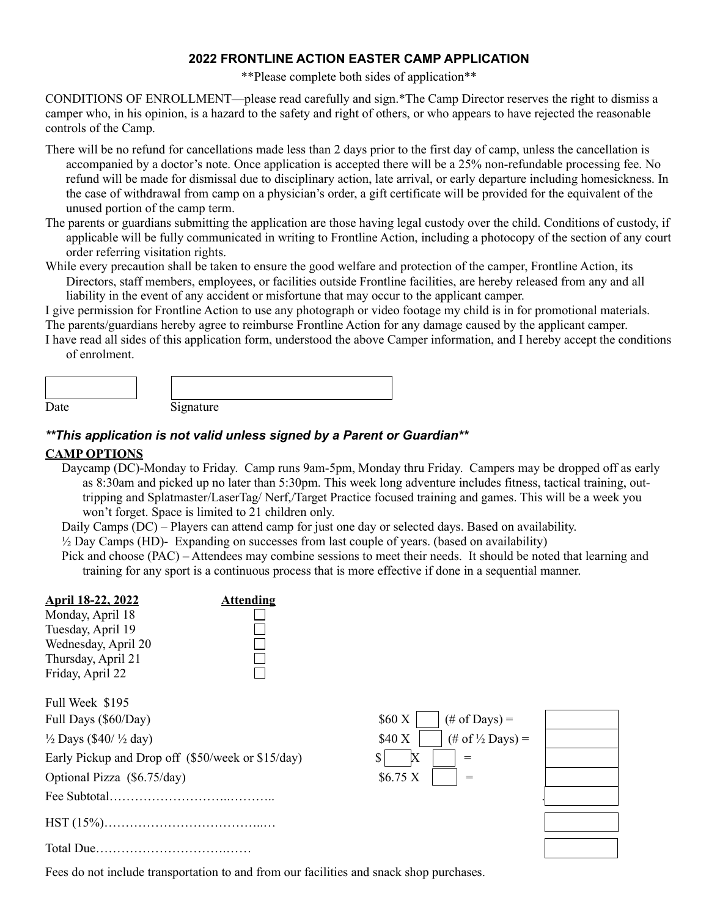# 2022 FRONTLINE ACTION EASTER CAMP APPLICATION

**Please complete both sides of application**

CONDITIONS OF ENROLLMENT—please read carefully and sign.*The Camp Director reserves the right to dismiss a camper who, in his opinion, is a hazard to the safety and right of others, or who appears to have rejected the reasonable controls of the Camp.

There will be no refund for cancellations made less than 2 days prior to the first day of camp, unless the cancellation is accompanied by a doctor's note. Once application is accepted there will be a 25% non-refundable processing fee. No refund will be made for dismissal due to disciplinary action, late arrival, or early departure including homesickness. In the case of withdrawal from camp on a physician's order, a gift certificate will be provided for the equivalent of the unused portion of the camp term.

The parents or guardians submitting the application are those having legal custody over the child. Conditions of custody, if applicable will be fully communicated in writing to Frontline Action, including a photocopy of the section of any court order referring visitation rights.

While every precaution shall be taken to ensure the good welfare and protection of the camper, Frontline Action, its Directors, staff members, employees, or facilities outside Frontline facilities, are hereby released from any and all liability in the event of any accident or misfortune that may occur to the applicant camper.

I give permission for Frontline Action to use any photograph or video footage my child is in for promotional materials.

The parents/guardians hereby agree to reimburse Frontline Action for any damage caused by the applicant camper.

I have read all sides of this application form, understood the above Camper information, and I hereby accept the conditions of enrolment.

Date ____________ Signature ______________________

***This application is not valid unless signed by a Parent or Guardian***

**CAMP OPTIONS**

Daycamp (DC)-Monday to Friday. Camp runs 9am-5pm, Monday thru Friday. Campers may be dropped off as early as 8:30am and picked up no later than 5:30pm. This week long adventure includes fitness, tactical training, out-tripping and Splatmaster/LaserTag/ Nerf,/Target Practice focused training and games. This will be a week you won't forget. Space is limited to 21 children only.

Daily Camps (DC) – Players can attend camp for just one day or selected days. Based on availability.

½ Day Camps (HD)- Expanding on successes from last couple of years. (based on availability)

Pick and choose (PAC) – Attendees may combine sessions to meet their needs. It should be noted that learning and training for any sport is a continuous process that is more effective if done in a sequential manner.

| **April 18-22, 2022** | **Attending** |
|---|---|
| Monday, April 18 | ☐ |
| Tuesday, April 19 | ☐ |
| Wednesday, April 20 | ☐ |
| Thursday, April 21 | ☐ |
| Friday, April 22 | ☐ |

| | | |
|---|---|---|
| Full Week $195 | | |
| Full Days ($60/Day) | $60 X ☐ (# of Days) = | |
| ½ Days ($40/ ½ day) | $40 X ☐ (# of ½ Days) = | |
| Early Pickup and Drop off ($50/week or $15/day) | $ ☐ X ☐ = | |
| Optional Pizza ($6.75/day) | $6.75 X ☐ = | |
| Fee Subtotal……………………..……….. | | |
| HST (15%)………………………………..… | | |
| Total Due…………………………….…… | | |

Fees do not include transportation to and from our facilities and snack shop purchases.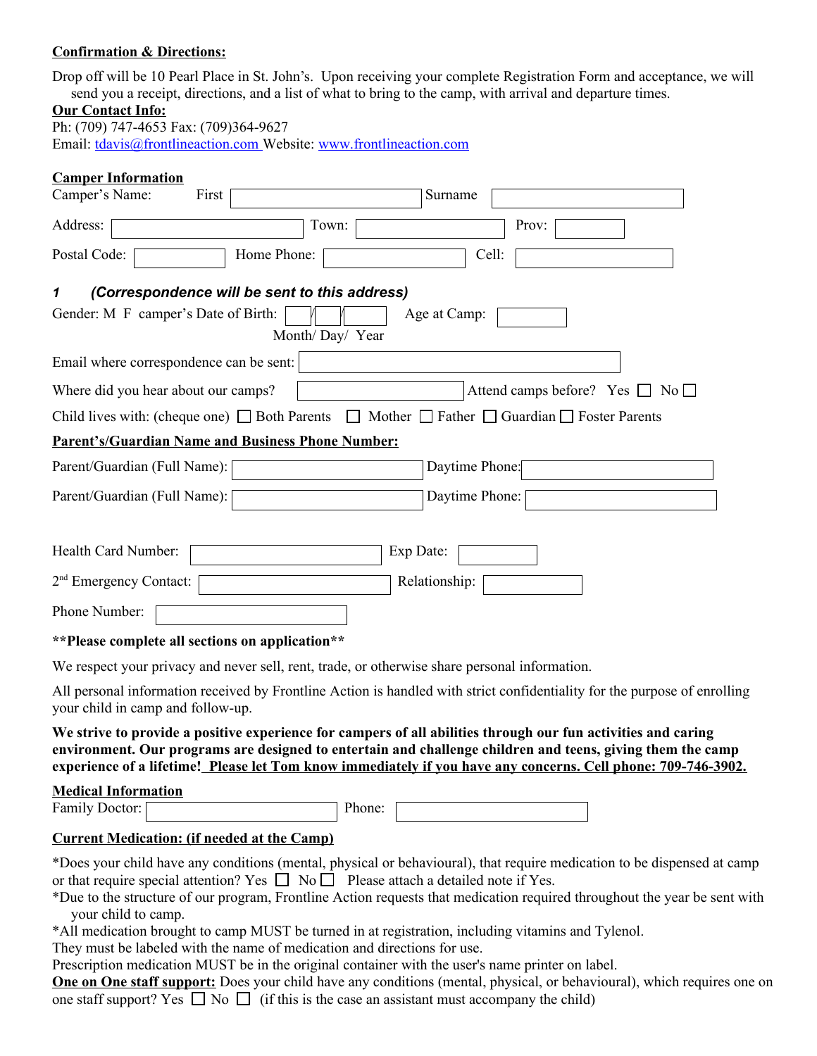**Confirmation & Directions:**

Drop off will be 10 Pearl Place in St. John's. Upon receiving your complete Registration Form and acceptance, we will send you a receipt, directions, and a list of what to bring to the camp, with arrival and departure times.

**Our Contact Info:**

Ph: (709) 747-4653 Fax: (709)364-9627

Email: tdavis@frontlineaction.com Website: www.frontlineaction.com

**Camper Information**

Camper's Name: First ______ Surname ______

Address: ______ Town: ______ Prov: ______

Postal Code: ______ Home Phone: ______ Cell: ______

*1 (Correspondence will be sent to this address)*

Gender: M F camper's Date of Birth: ___/___/___ Age at Camp: ______

Month/ Day/ Year

Email where correspondence can be sent: ______

Where did you hear about our camps? ______ Attend camps before? Yes ☐ No ☐

Child lives with: (cheque one) ☐ Both Parents ☐ Mother ☐ Father ☐ Guardian ☐ Foster Parents

**Parent's/Guardian Name and Business Phone Number:**

Parent/Guardian (Full Name): ______ Daytime Phone: ______

Parent/Guardian (Full Name): ______ Daytime Phone: ______

Health Card Number: ______ Exp Date: ______

2nd Emergency Contact: ______ Relationship: ______

Phone Number: ______

****Please complete all sections on application****

We respect your privacy and never sell, rent, trade, or otherwise share personal information.

All personal information received by Frontline Action is handled with strict confidentiality for the purpose of enrolling your child in camp and follow-up.

**We strive to provide a positive experience for campers of all abilities through our fun activities and caring environment. Our programs are designed to entertain and challenge children and teens, giving them the camp experience of a lifetime! Please let Tom know immediately if you have any concerns. Cell phone: 709-746-3902.**

**Medical Information**

Family Doctor: ______ Phone: ______

**Current Medication: (if needed at the Camp)**

*Does your child have any conditions (mental, physical or behavioural), that require medication to be dispensed at camp or that require special attention? Yes ☐ No ☐ Please attach a detailed note if Yes.

*Due to the structure of our program, Frontline Action requests that medication required throughout the year be sent with your child to camp.

*All medication brought to camp MUST be turned in at registration, including vitamins and Tylenol.

They must be labeled with the name of medication and directions for use.

Prescription medication MUST be in the original container with the user's name printer on label.

**One on One staff support:** Does your child have any conditions (mental, physical, or behavioural), which requires one on one staff support? Yes ☐ No ☐ (if this is the case an assistant must accompany the child)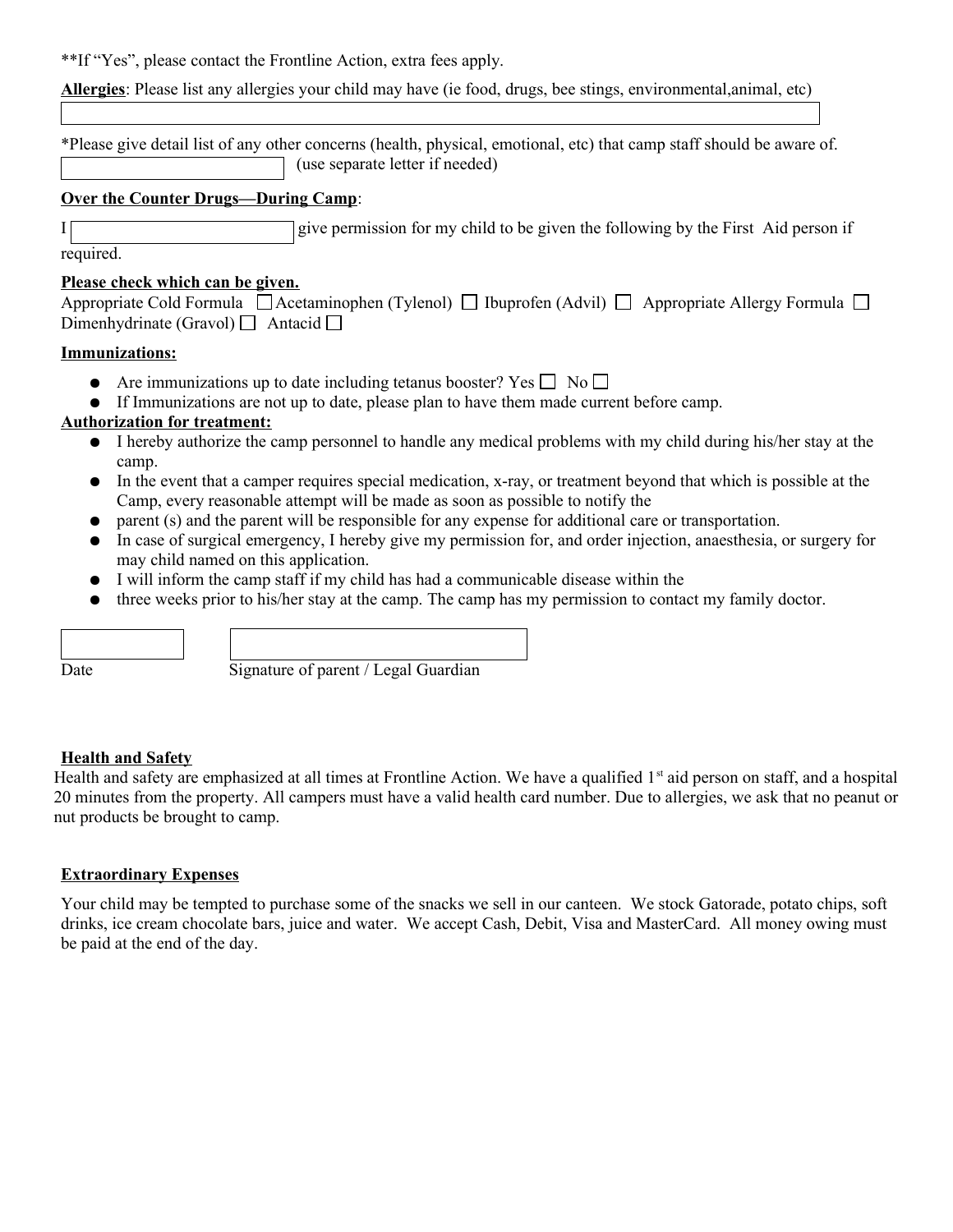**If "Yes", please contact the Frontline Action, extra fees apply.

**Allergies**: Please list any allergies your child may have (ie food, drugs, bee stings, environmental,animal, etc)

*Please give detail list of any other concerns (health, physical, emotional, etc) that camp staff should be aware of. (use separate letter if needed)

**Over the Counter Drugs—During Camp**:

I ______ give permission for my child to be given the following by the First Aid person if required.

**Please check which can be given.**

Appropriate Cold Formula ☐ Acetaminophen (Tylenol) ☐ Ibuprofen (Advil) ☐ Appropriate Allergy Formula ☐ Dimenhydrinate (Gravol) ☐ Antacid ☐

**Immunizations:**

- Are immunizations up to date including tetanus booster? Yes ☐ No ☐
- If Immunizations are not up to date, please plan to have them made current before camp.

**Authorization for treatment:**

- I hereby authorize the camp personnel to handle any medical problems with my child during his/her stay at the camp.
- In the event that a camper requires special medication, x-ray, or treatment beyond that which is possible at the Camp, every reasonable attempt will be made as soon as possible to notify the
- parent (s) and the parent will be responsible for any expense for additional care or transportation.
- In case of surgical emergency, I hereby give my permission for, and order injection, anaesthesia, or surgery for may child named on this application.
- I will inform the camp staff if my child has had a communicable disease within the
- three weeks prior to his/her stay at the camp. The camp has my permission to contact my family doctor.

Date ______ Signature of parent / Legal Guardian ______

**Health and Safety**

Health and safety are emphasized at all times at Frontline Action. We have a qualified 1st aid person on staff, and a hospital 20 minutes from the property. All campers must have a valid health card number. Due to allergies, we ask that no peanut or nut products be brought to camp.

**Extraordinary Expenses**

Your child may be tempted to purchase some of the snacks we sell in our canteen. We stock Gatorade, potato chips, soft drinks, ice cream chocolate bars, juice and water. We accept Cash, Debit, Visa and MasterCard. All money owing must be paid at the end of the day.